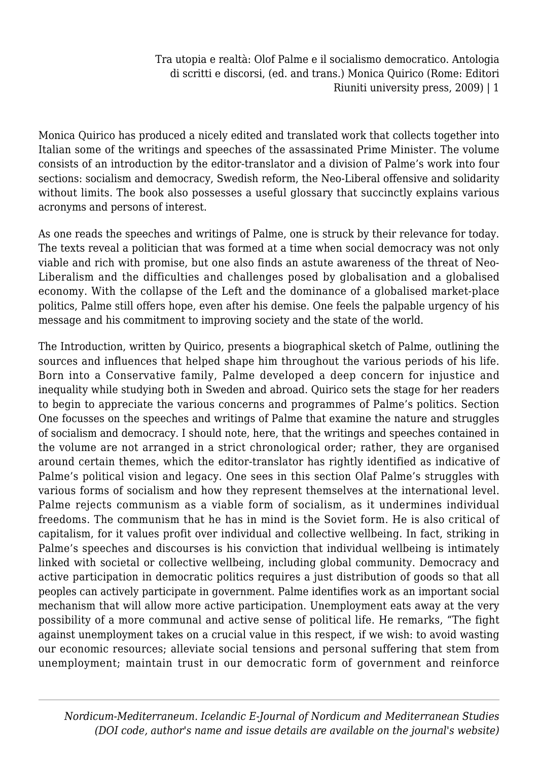Monica Quirico has produced a nicely edited and translated work that collects together into Italian some of the writings and speeches of the assassinated Prime Minister. The volume consists of an introduction by the editor-translator and a division of Palme's work into four sections: socialism and democracy, Swedish reform, the Neo-Liberal offensive and solidarity without limits. The book also possesses a useful glossary that succinctly explains various acronyms and persons of interest.

As one reads the speeches and writings of Palme, one is struck by their relevance for today. The texts reveal a politician that was formed at a time when social democracy was not only viable and rich with promise, but one also finds an astute awareness of the threat of Neo-Liberalism and the difficulties and challenges posed by globalisation and a globalised economy. With the collapse of the Left and the dominance of a globalised market-place politics, Palme still offers hope, even after his demise. One feels the palpable urgency of his message and his commitment to improving society and the state of the world.

The Introduction, written by Quirico, presents a biographical sketch of Palme, outlining the sources and influences that helped shape him throughout the various periods of his life. Born into a Conservative family, Palme developed a deep concern for injustice and inequality while studying both in Sweden and abroad. Quirico sets the stage for her readers to begin to appreciate the various concerns and programmes of Palme's politics. Section One focusses on the speeches and writings of Palme that examine the nature and struggles of socialism and democracy. I should note, here, that the writings and speeches contained in the volume are not arranged in a strict chronological order; rather, they are organised around certain themes, which the editor-translator has rightly identified as indicative of Palme's political vision and legacy. One sees in this section Olaf Palme's struggles with various forms of socialism and how they represent themselves at the international level. Palme rejects communism as a viable form of socialism, as it undermines individual freedoms. The communism that he has in mind is the Soviet form. He is also critical of capitalism, for it values profit over individual and collective wellbeing. In fact, striking in Palme's speeches and discourses is his conviction that individual wellbeing is intimately linked with societal or collective wellbeing, including global community. Democracy and active participation in democratic politics requires a just distribution of goods so that all peoples can actively participate in government. Palme identifies work as an important social mechanism that will allow more active participation. Unemployment eats away at the very possibility of a more communal and active sense of political life. He remarks, "The fight against unemployment takes on a crucial value in this respect, if we wish: to avoid wasting our economic resources; alleviate social tensions and personal suffering that stem from unemployment; maintain trust in our democratic form of government and reinforce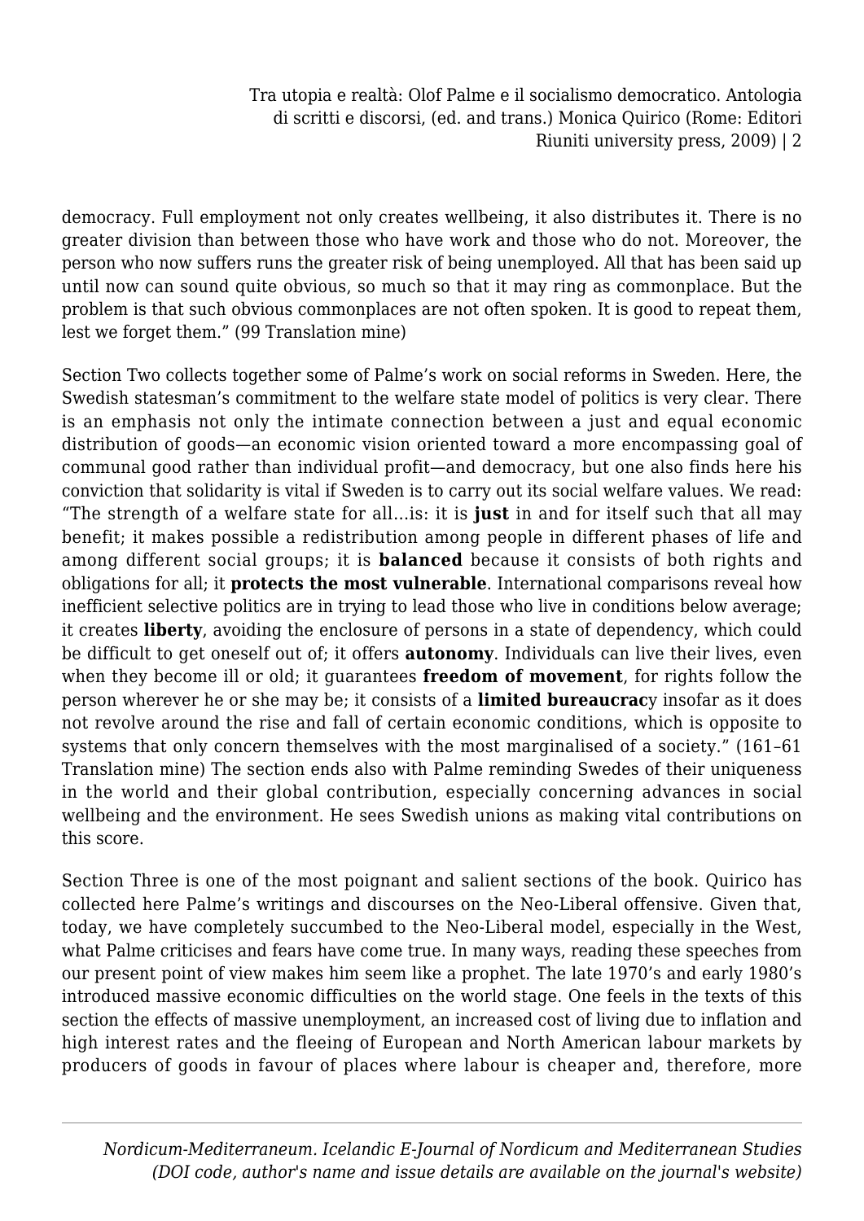democracy. Full employment not only creates wellbeing, it also distributes it. There is no greater division than between those who have work and those who do not. Moreover, the person who now suffers runs the greater risk of being unemployed. All that has been said up until now can sound quite obvious, so much so that it may ring as commonplace. But the problem is that such obvious commonplaces are not often spoken. It is good to repeat them, lest we forget them." (99 Translation mine)

Section Two collects together some of Palme's work on social reforms in Sweden. Here, the Swedish statesman's commitment to the welfare state model of politics is very clear. There is an emphasis not only the intimate connection between a just and equal economic distribution of goods—an economic vision oriented toward a more encompassing goal of communal good rather than individual profit—and democracy, but one also finds here his conviction that solidarity is vital if Sweden is to carry out its social welfare values. We read: "The strength of a welfare state for all…is: it is **just** in and for itself such that all may benefit; it makes possible a redistribution among people in different phases of life and among different social groups; it is **balanced** because it consists of both rights and obligations for all; it **protects the most vulnerable**. International comparisons reveal how inefficient selective politics are in trying to lead those who live in conditions below average; it creates **liberty**, avoiding the enclosure of persons in a state of dependency, which could be difficult to get oneself out of; it offers **autonomy**. Individuals can live their lives, even when they become ill or old; it guarantees **freedom of movement**, for rights follow the person wherever he or she may be; it consists of a **limited bureaucrac**y insofar as it does not revolve around the rise and fall of certain economic conditions, which is opposite to systems that only concern themselves with the most marginalised of a society." (161–61 Translation mine) The section ends also with Palme reminding Swedes of their uniqueness in the world and their global contribution, especially concerning advances in social wellbeing and the environment. He sees Swedish unions as making vital contributions on this score.

Section Three is one of the most poignant and salient sections of the book. Quirico has collected here Palme's writings and discourses on the Neo-Liberal offensive. Given that, today, we have completely succumbed to the Neo-Liberal model, especially in the West, what Palme criticises and fears have come true. In many ways, reading these speeches from our present point of view makes him seem like a prophet. The late 1970's and early 1980's introduced massive economic difficulties on the world stage. One feels in the texts of this section the effects of massive unemployment, an increased cost of living due to inflation and high interest rates and the fleeing of European and North American labour markets by producers of goods in favour of places where labour is cheaper and, therefore, more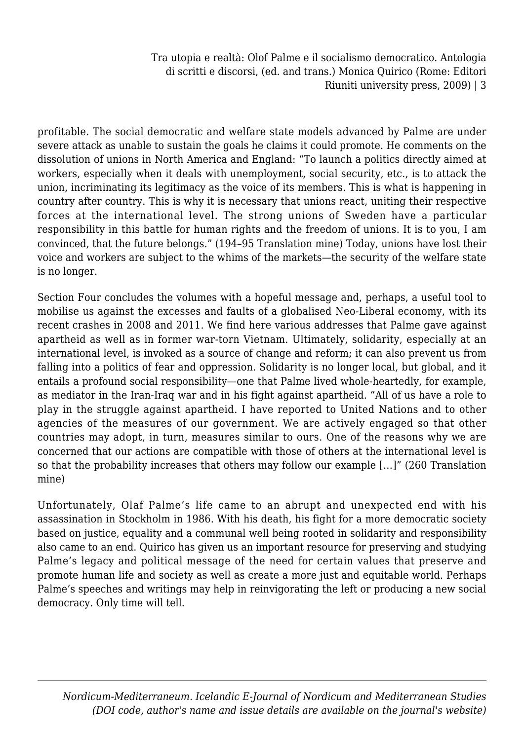profitable. The social democratic and welfare state models advanced by Palme are under severe attack as unable to sustain the goals he claims it could promote. He comments on the dissolution of unions in North America and England: "To launch a politics directly aimed at workers, especially when it deals with unemployment, social security, etc., is to attack the union, incriminating its legitimacy as the voice of its members. This is what is happening in country after country. This is why it is necessary that unions react, uniting their respective forces at the international level. The strong unions of Sweden have a particular responsibility in this battle for human rights and the freedom of unions. It is to you, I am convinced, that the future belongs." (194–95 Translation mine) Today, unions have lost their voice and workers are subject to the whims of the markets—the security of the welfare state is no longer.

Section Four concludes the volumes with a hopeful message and, perhaps, a useful tool to mobilise us against the excesses and faults of a globalised Neo-Liberal economy, with its recent crashes in 2008 and 2011. We find here various addresses that Palme gave against apartheid as well as in former war-torn Vietnam. Ultimately, solidarity, especially at an international level, is invoked as a source of change and reform; it can also prevent us from falling into a politics of fear and oppression. Solidarity is no longer local, but global, and it entails a profound social responsibility—one that Palme lived whole-heartedly, for example, as mediator in the Iran-Iraq war and in his fight against apartheid. "All of us have a role to play in the struggle against apartheid. I have reported to United Nations and to other agencies of the measures of our government. We are actively engaged so that other countries may adopt, in turn, measures similar to ours. One of the reasons why we are concerned that our actions are compatible with those of others at the international level is so that the probability increases that others may follow our example [...]" (260 Translation mine)

Unfortunately, Olaf Palme's life came to an abrupt and unexpected end with his assassination in Stockholm in 1986. With his death, his fight for a more democratic society based on justice, equality and a communal well being rooted in solidarity and responsibility also came to an end. Quirico has given us an important resource for preserving and studying Palme's legacy and political message of the need for certain values that preserve and promote human life and society as well as create a more just and equitable world. Perhaps Palme's speeches and writings may help in reinvigorating the left or producing a new social democracy. Only time will tell.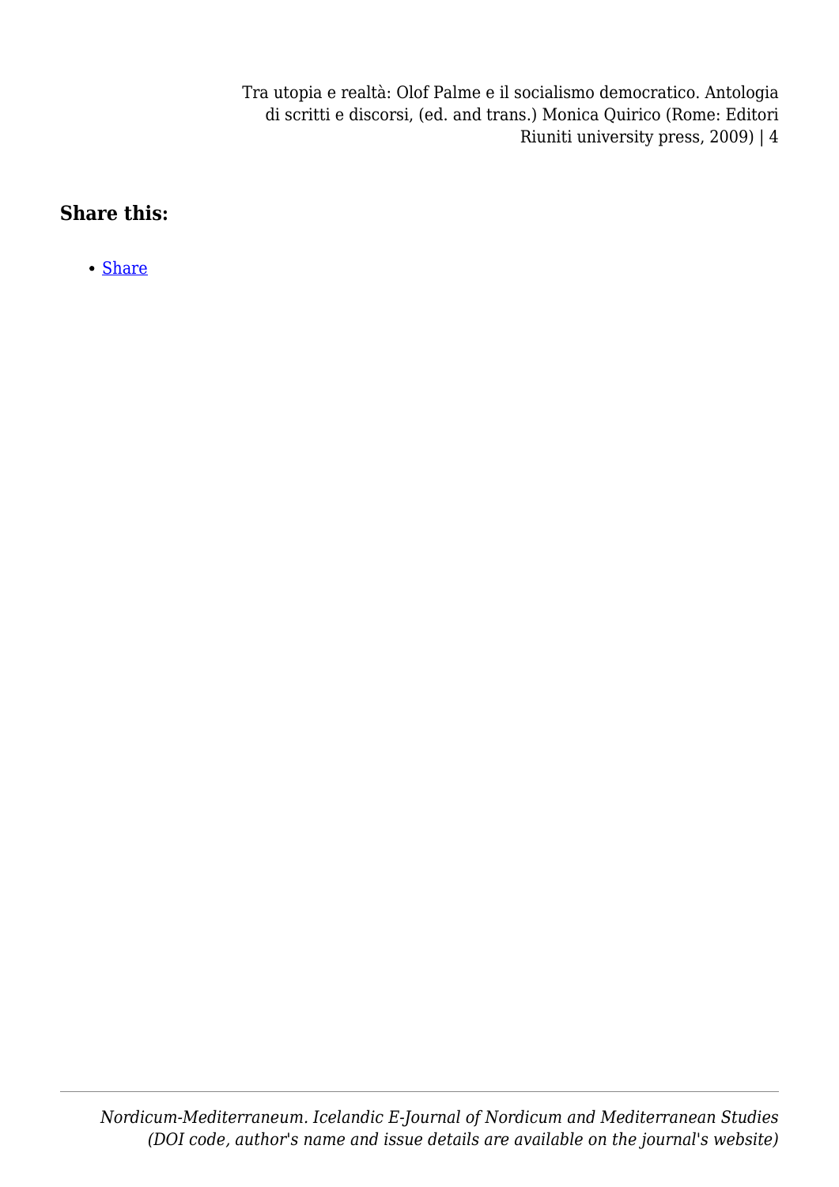## Share this:

- Share